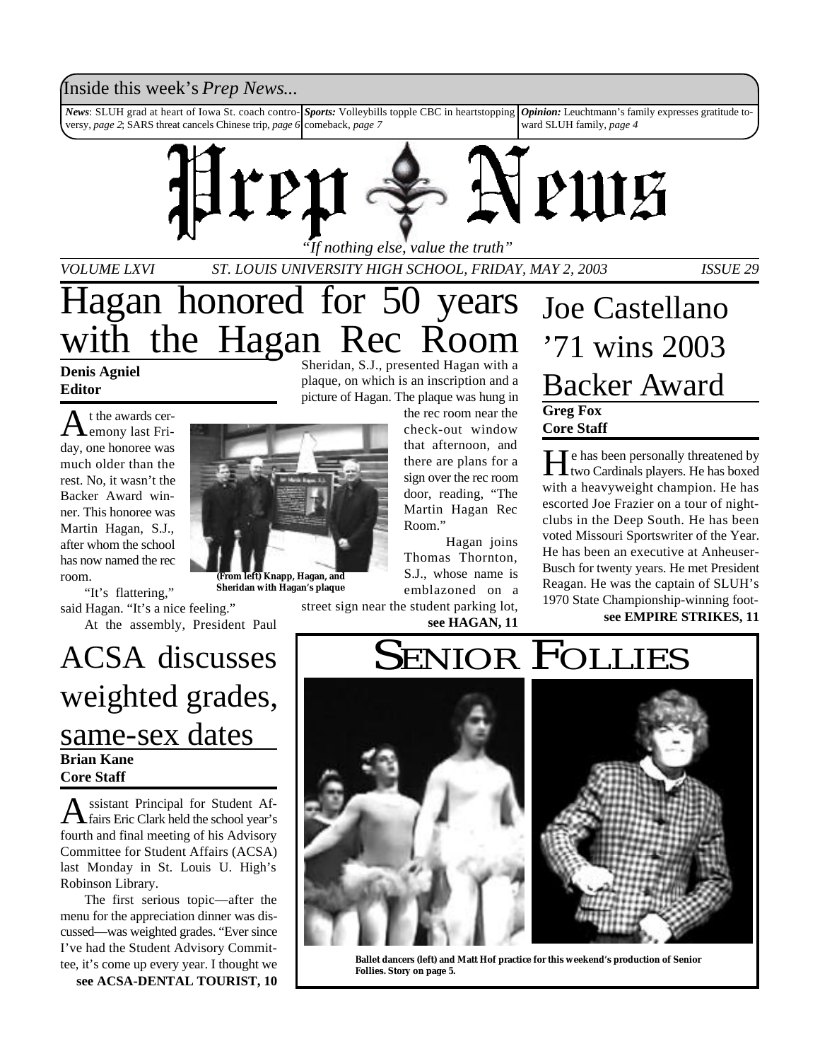Inside this week's *Prep News...*

***News***: SLUH grad at heart of Iowa St. coach controversy, *page 2*; SARS threat cancels Chinese trip, *page 6*

***Sports:*** Volleybills topple CBC in heartstopping comeback, *page 7*

***Opinion:*** Leuchtmann's family expresses gratitude toward SLUH family, *page 4*

# Prep News

*"If nothing else, value the truth"*

*VOLUME LXVI* *ST. LOUIS UNIVERSITY HIGH SCHOOL, FRIDAY, MAY 2, 2003* *ISSUE 29*

# Hagan honored for 50 years with the Hagan Rec Room

**Denis Agniel**
**Editor**

At the awards ceremony last Friday, one honoree was much older than the rest. No, it wasn't the Backer Award winner. This honoree was Martin Hagan, S.J., after whom the school has now named the rec room.

"It's flattering," said Hagan. "It's a nice feeling."

At the assembly, President Paul Sheridan, S.J., presented Hagan with a plaque, on which is an inscription and a picture of Hagan. The plaque was hung in the rec room near the check-out window that afternoon, and there are plans for a sign over the rec room door, reading, "The Martin Hagan Rec Room."

**(From left) Knapp, Hagan, and Sheridan with Hagan's plaque**

Hagan joins Thomas Thornton, S.J., whose name is emblazoned on a street sign near the student parking lot,

**see HAGAN, 11**

# Joe Castellano '71 wins 2003 Backer Award

**Greg Fox**
**Core Staff**

He has been personally threatened by two Cardinals players. He has boxed with a heavyweight champion. He has escorted Joe Frazier on a tour of nightclubs in the Deep South. He has been voted Missouri Sportswriter of the Year. He has been an executive at Anheuser-Busch for twenty years. He met President Reagan. He was the captain of SLUH's 1970 State Championship-winning foot-

**see EMPIRE STRIKES, 11**

# ACSA discusses weighted grades, same-sex dates

**Brian Kane**
**Core Staff**

Assistant Principal for Student Affairs Eric Clark held the school year's fourth and final meeting of his Advisory Committee for Student Affairs (ACSA) last Monday in St. Louis U. High's Robinson Library.

The first serious topic—after the menu for the appreciation dinner was discussed—was weighted grades. "Ever since I've had the Student Advisory Committee, it's come up every year. I thought we

**see ACSA-DENTAL TOURIST, 10**

# SENIOR FOLLIES

**Ballet dancers (left) and Matt Hof practice for this weekend's production of Senior Follies. Story on page 5.**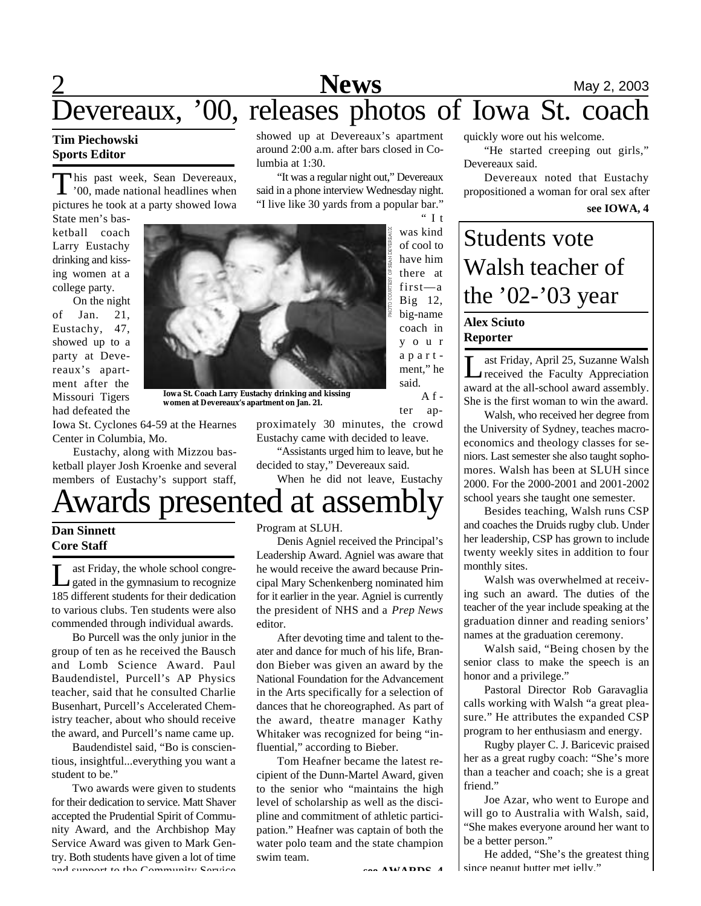# Devereaux, '00, releases photos of Iowa St. coach

**Tim Piechowski**
**Sports Editor**

This past week, Sean Devereaux, '00, made national headlines when pictures he took at a party showed Iowa State men's basketball coach Larry Eustachy drinking and kissing women at a college party.

On the night of Jan. 21, Eustachy, 47, showed up to a party at Devereaux's apartment after the Missouri Tigers had defeated the Iowa St. Cyclones 64-59 at the Hearnes Center in Columbia, Mo.

Eustachy, along with Mizzou basketball player Josh Kroenke and several members of Eustachy's support staff, showed up at Devereaux's apartment around 2:00 a.m. after bars closed in Columbia at 1:30.

"It was a regular night out," Devereaux said in a phone interview Wednesday night. "I live like 30 yards from a popular bar."

"It was kind of cool to have him there at first—a Big 12, big-name coach in your apartment," he said.

PHOTO COURTESY OF SEAN DEVEREAUX

Iowa St. Coach Larry Eustachy drinking and kissing women at Devereaux's apartment on Jan. 21.

After approximately 30 minutes, the crowd Eustachy came with decided to leave.

"Assistants urged him to leave, but he decided to stay," Devereaux said.

When he did not leave, Eustachy quickly wore out his welcome.

"He started creeping out girls," Devereaux said.

Devereaux noted that Eustachy propositioned a woman for oral sex after

**see IOWA, 4**

# Awards presented at assembly

**Dan Sinnett**
**Core Staff**

Last Friday, the whole school congregated in the gymnasium to recognize 185 different students for their dedication to various clubs. Ten students were also commended through individual awards.

Bo Purcell was the only junior in the group of ten as he received the Bausch and Lomb Science Award. Paul Baudendistel, Purcell's AP Physics teacher, said that he consulted Charlie Busenhart, Purcell's Accelerated Chemistry teacher, about who should receive the award, and Purcell's name came up.

Baudendistel said, "Bo is conscientious, insightful...everything you want a student to be."

Two awards were given to students for their dedication to service. Matt Shaver accepted the Prudential Spirit of Community Award, and the Archbishop May Service Award was given to Mark Gentry. Both students have given a lot of time and support to the Community Service Program at SLUH.

Denis Agniel received the Principal's Leadership Award. Agniel was aware that he would receive the award because Principal Mary Schenkenberg nominated him for it earlier in the year. Agniel is currently the president of NHS and a *Prep News* editor.

After devoting time and talent to theater and dance for much of his life, Brandon Bieber was given an award by the National Foundation for the Advancement in the Arts specifically for a selection of dances that he choreographed. As part of the award, theatre manager Kathy Whitaker was recognized for being "influential," according to Bieber.

Tom Heafner became the latest recipient of the Dunn-Martel Award, given to the senior who "maintains the high level of scholarship as well as the discipline and commitment of athletic participation." Heafner was captain of both the water polo team and the state champion swim team.

**see AWARDS, 4**

# Students vote Walsh teacher of the '02-'03 year

**Alex Sciuto**
**Reporter**

Last Friday, April 25, Suzanne Walsh received the Faculty Appreciation award at the all-school award assembly. She is the first woman to win the award.

Walsh, who received her degree from the University of Sydney, teaches macroeconomics and theology classes for seniors. Last semester she also taught sophomores. Walsh has been at SLUH since 2000. For the 2000-2001 and 2001-2002 school years she taught one semester.

Besides teaching, Walsh runs CSP and coaches the Druids rugby club. Under her leadership, CSP has grown to include twenty weekly sites in addition to four monthly sites.

Walsh was overwhelmed at receiving such an award. The duties of the teacher of the year include speaking at the graduation dinner and reading seniors' names at the graduation ceremony.

Walsh said, "Being chosen by the senior class to make the speech is an honor and a privilege."

Pastoral Director Rob Garavaglia calls working with Walsh "a great pleasure." He attributes the expanded CSP program to her enthusiasm and energy.

Rugby player C. J. Baricevic praised her as a great rugby coach: "She's more than a teacher and coach; she is a great friend."

Joe Azar, who went to Europe and will go to Australia with Walsh, said, "She makes everyone around her want to be a better person."

He added, "She's the greatest thing since peanut butter met jelly."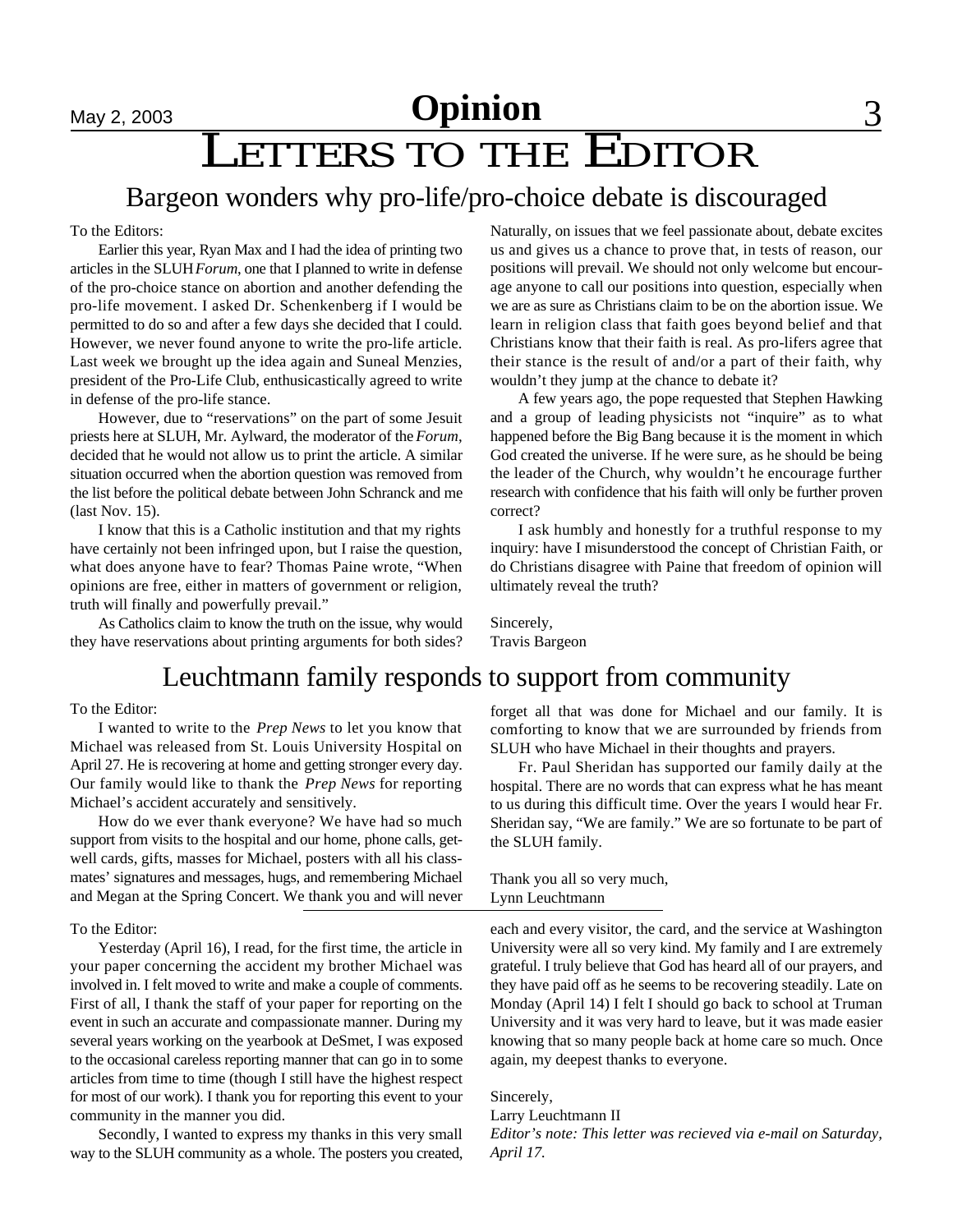# Opinion

# LETTERS TO THE EDITOR

## Bargeon wonders why pro-life/pro-choice debate is discouraged

To the Editors:

Earlier this year, Ryan Max and I had the idea of printing two articles in the SLUH *Forum*, one that I planned to write in defense of the pro-choice stance on abortion and another defending the pro-life movement. I asked Dr. Schenkenberg if I would be permitted to do so and after a few days she decided that I could. However, we never found anyone to write the pro-life article. Last week we brought up the idea again and Suneal Menzies, president of the Pro-Life Club, enthusicastically agreed to write in defense of the pro-life stance.

However, due to "reservations" on the part of some Jesuit priests here at SLUH, Mr. Aylward, the moderator of the *Forum*, decided that he would not allow us to print the article. A similar situation occurred when the abortion question was removed from the list before the political debate between John Schranck and me (last Nov. 15).

I know that this is a Catholic institution and that my rights have certainly not been infringed upon, but I raise the question, what does anyone have to fear? Thomas Paine wrote, "When opinions are free, either in matters of government or religion, truth will finally and powerfully prevail."

As Catholics claim to know the truth on the issue, why would they have reservations about printing arguments for both sides? Naturally, on issues that we feel passionate about, debate excites us and gives us a chance to prove that, in tests of reason, our positions will prevail. We should not only welcome but encourage anyone to call our positions into question, especially when we are as sure as Christians claim to be on the abortion issue. We learn in religion class that faith goes beyond belief and that Christians know that their faith is real. As pro-lifers agree that their stance is the result of and/or a part of their faith, why wouldn't they jump at the chance to debate it?

A few years ago, the pope requested that Stephen Hawking and a group of leading physicists not "inquire" as to what happened before the Big Bang because it is the moment in which God created the universe. If he were sure, as he should be being the leader of the Church, why wouldn't he encourage further research with confidence that his faith will only be further proven correct?

I ask humbly and honestly for a truthful response to my inquiry: have I misunderstood the concept of Christian Faith, or do Christians disagree with Paine that freedom of opinion will ultimately reveal the truth?

Sincerely,
Travis Bargeon

## Leuchtmann family responds to support from community

To the Editor:

I wanted to write to the *Prep News* to let you know that Michael was released from St. Louis University Hospital on April 27. He is recovering at home and getting stronger every day. Our family would like to thank the *Prep News* for reporting Michael's accident accurately and sensitively.

How do we ever thank everyone? We have had so much support from visits to the hospital and our home, phone calls, get-well cards, gifts, masses for Michael, posters with all his classmates' signatures and messages, hugs, and remembering Michael and Megan at the Spring Concert. We thank you and will never forget all that was done for Michael and our family. It is comforting to know that we are surrounded by friends from SLUH who have Michael in their thoughts and prayers.

Fr. Paul Sheridan has supported our family daily at the hospital. There are no words that can express what he has meant to us during this difficult time. Over the years I would hear Fr. Sheridan say, "We are family." We are so fortunate to be part of the SLUH family.

Thank you all so very much,
Lynn Leuchtmann

---

To the Editor:

Yesterday (April 16), I read, for the first time, the article in your paper concerning the accident my brother Michael was involved in. I felt moved to write and make a couple of comments. First of all, I thank the staff of your paper for reporting on the event in such an accurate and compassionate manner. During my several years working on the yearbook at DeSmet, I was exposed to the occasional careless reporting manner that can go in to some articles from time to time (though I still have the highest respect for most of our work). I thank you for reporting this event to your community in the manner you did.

Secondly, I wanted to express my thanks in this very small way to the SLUH community as a whole. The posters you created, each and every visitor, the card, and the service at Washington University were all so very kind. My family and I are extremely grateful. I truly believe that God has heard all of our prayers, and they have paid off as he seems to be recovering steadily. Late on Monday (April 14) I felt I should go back to school at Truman University and it was very hard to leave, but it was made easier knowing that so many people back at home care so much. Once again, my deepest thanks to everyone.

Sincerely,
Larry Leuchtmann II

*Editor's note: This letter was recieved via e-mail on Saturday, April 17.*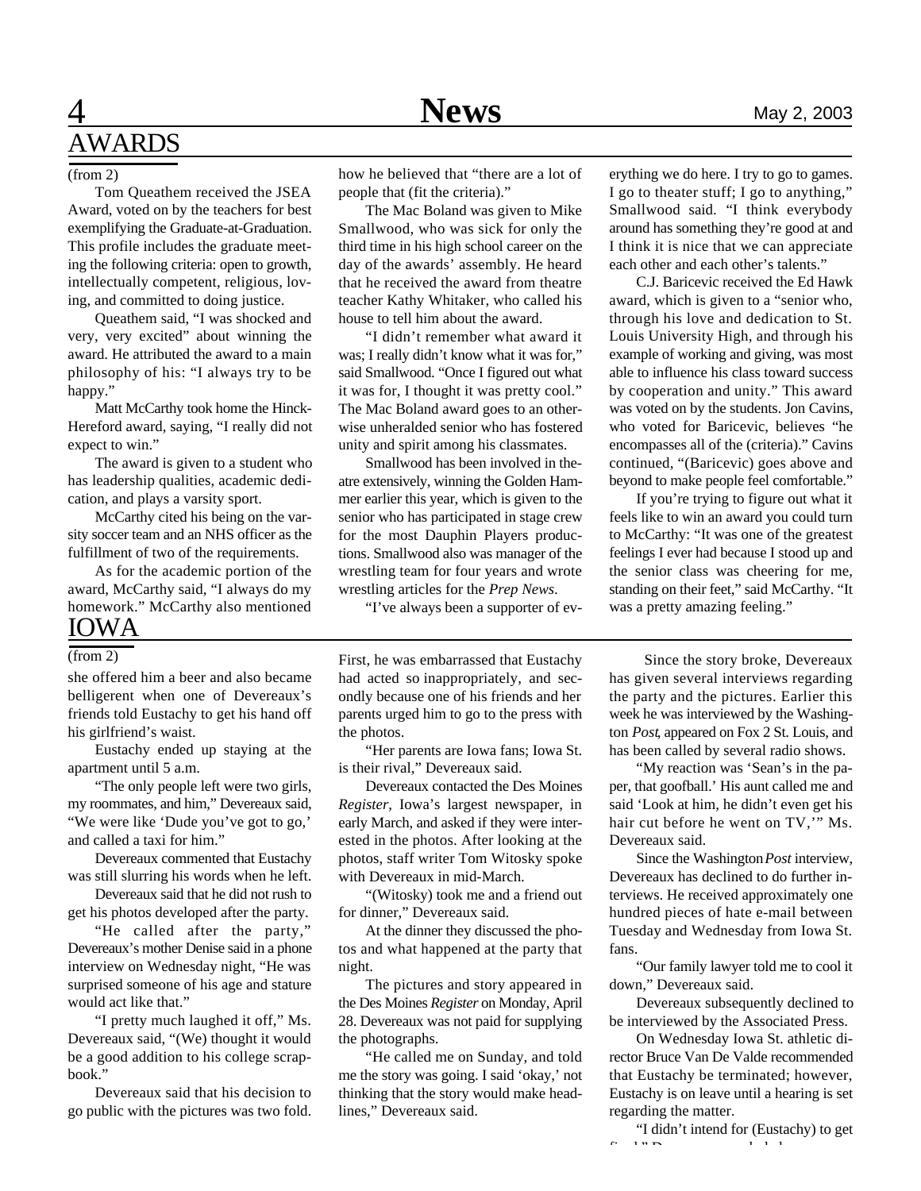## AWARDS

(from 2)

Tom Queathem received the JSEA Award, voted on by the teachers for best exemplifying the Graduate-at-Graduation. This profile includes the graduate meeting the following criteria: open to growth, intellectually competent, religious, loving, and committed to doing justice.

Queathem said, "I was shocked and very, very excited" about winning the award. He attributed the award to a main philosophy of his: "I always try to be happy."

Matt McCarthy took home the Hinck-Hereford award, saying, "I really did not expect to win."

The award is given to a student who has leadership qualities, academic dedication, and plays a varsity sport.

McCarthy cited his being on the varsity soccer team and an NHS officer as the fulfillment of two of the requirements.

As for the academic portion of the award, McCarthy said, "I always do my homework." McCarthy also mentioned how he believed that "there are a lot of people that (fit the criteria)."

The Mac Boland was given to Mike Smallwood, who was sick for only the third time in his high school career on the day of the awards' assembly. He heard that he received the award from theatre teacher Kathy Whitaker, who called his house to tell him about the award.

"I didn't remember what award it was; I really didn't know what it was for," said Smallwood. "Once I figured out what it was for, I thought it was pretty cool." The Mac Boland award goes to an otherwise unheralded senior who has fostered unity and spirit among his classmates.

Smallwood has been involved in theatre extensively, winning the Golden Hammer earlier this year, which is given to the senior who has participated in stage crew for the most Dauphin Players productions. Smallwood also was manager of the wrestling team for four years and wrote wrestling articles for the *Prep News*.

"I've always been a supporter of everything we do here. I try to go to games. I go to theater stuff; I go to anything," Smallwood said. "I think everybody around has something they're good at and I think it is nice that we can appreciate each other and each other's talents."

C.J. Baricevic received the Ed Hawk award, which is given to a "senior who, through his love and dedication to St. Louis University High, and through his example of working and giving, was most able to influence his class toward success by cooperation and unity." This award was voted on by the students. Jon Cavins, who voted for Baricevic, believes "he encompasses all of the (criteria)." Cavins continued, "(Baricevic) goes above and beyond to make people feel comfortable."

If you're trying to figure out what it feels like to win an award you could turn to McCarthy: "It was one of the greatest feelings I ever had because I stood up and the senior class was cheering for me, standing on their feet," said McCarthy. "It was a pretty amazing feeling."

## IOWA

(from 2)

she offered him a beer and also became belligerent when one of Devereaux's friends told Eustachy to get his hand off his girlfriend's waist.

Eustachy ended up staying at the apartment until 5 a.m.

"The only people left were two girls, my roommates, and him," Devereaux said, "We were like 'Dude you've got to go,' and called a taxi for him."

Devereaux commented that Eustachy was still slurring his words when he left.

Devereaux said that he did not rush to get his photos developed after the party.

"He called after the party," Devereaux's mother Denise said in a phone interview on Wednesday night, "He was surprised someone of his age and stature would act like that."

"I pretty much laughed it off," Ms. Devereaux said, "(We) thought it would be a good addition to his college scrapbook."

Devereaux said that his decision to go public with the pictures was two fold. First, he was embarrassed that Eustachy had acted so inappropriately, and secondly because one of his friends and her parents urged him to go to the press with the photos.

"Her parents are Iowa fans; Iowa St. is their rival," Devereaux said.

Devereaux contacted the Des Moines *Register*, Iowa's largest newspaper, in early March, and asked if they were interested in the photos. After looking at the photos, staff writer Tom Witosky spoke with Devereaux in mid-March.

"(Witosky) took me and a friend out for dinner," Devereaux said.

At the dinner they discussed the photos and what happened at the party that night.

The pictures and story appeared in the Des Moines *Register* on Monday, April 28. Devereaux was not paid for supplying the photographs.

"He called me on Sunday, and told me the story was going. I said 'okay,' not thinking that the story would make headlines," Devereaux said.

Since the story broke, Devereaux has given several interviews regarding the party and the pictures. Earlier this week he was interviewed by the Washington *Post*, appeared on Fox 2 St. Louis, and has been called by several radio shows.

"My reaction was 'Sean's in the paper, that goofball.' His aunt called me and said 'Look at him, he didn't even get his hair cut before he went on TV,'" Ms. Devereaux said.

Since the Washington *Post* interview, Devereaux has declined to do further interviews. He received approximately one hundred pieces of hate e-mail between Tuesday and Wednesday from Iowa St. fans.

"Our family lawyer told me to cool it down," Devereaux said.

Devereaux subsequently declined to be interviewed by the Associated Press.

On Wednesday Iowa St. athletic director Bruce Van De Valde recommended that Eustachy be terminated; however, Eustachy is on leave until a hearing is set regarding the matter.

"I didn't intend for (Eustachy) to get fired," Devereaux concluded.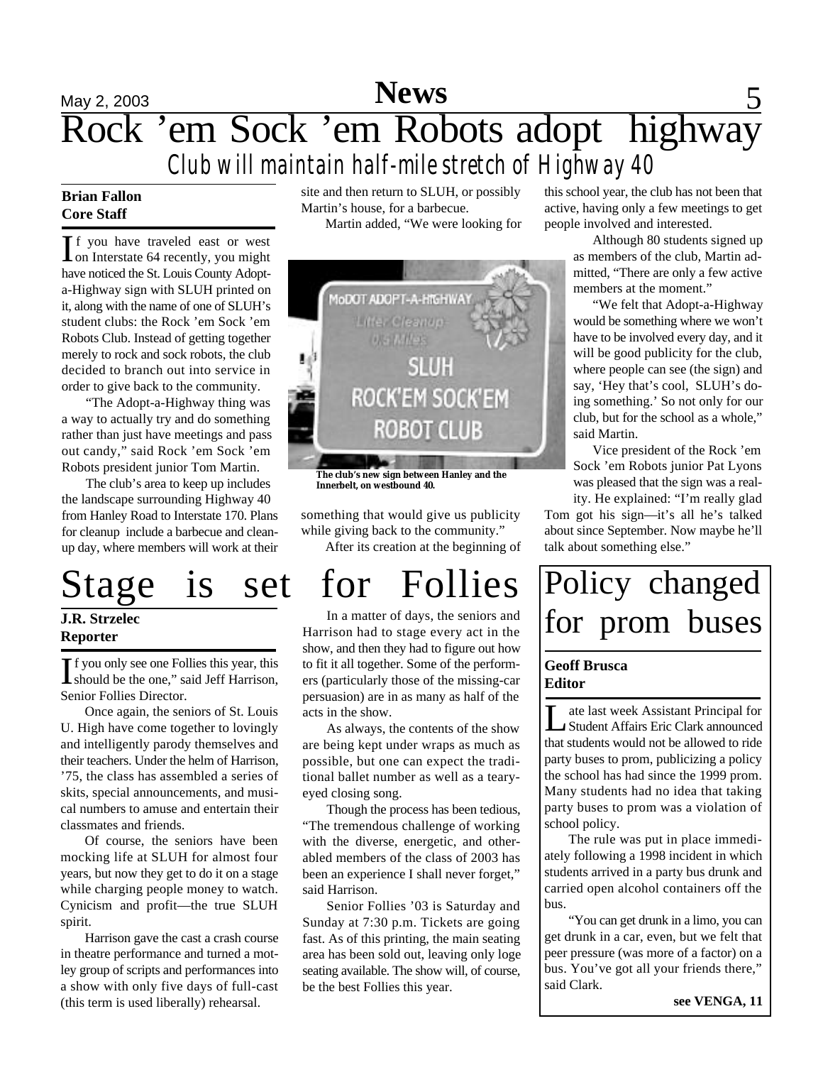# Rock 'em Sock 'em Robots adopt highway

## *Club will maintain half-mile stretch of Highway 40*

**Brian Fallon**
**Core Staff**

If you have traveled east or west on Interstate 64 recently, you might have noticed the St. Louis County Adopt-a-Highway sign with SLUH printed on it, along with the name of one of SLUH's student clubs: the Rock 'em Sock 'em Robots Club. Instead of getting together merely to rock and sock robots, the club decided to branch out into service in order to give back to the community.

"The Adopt-a-Highway thing was a way to actually try and do something rather than just have meetings and pass out candy," said Rock 'em Sock 'em Robots president junior Tom Martin.

The club's area to keep up includes the landscape surrounding Highway 40 from Hanley Road to Interstate 170. Plans for cleanup include a barbecue and clean-up day, where members will work at their site and then return to SLUH, or possibly Martin's house, for a barbecue.

Martin added, "We were looking for something that would give us publicity while giving back to the community."

**The club's new sign between Hanley and the Innerbelt, on westbound 40.**

After its creation at the beginning of this school year, the club has not been that active, having only a few meetings to get people involved and interested.

Although 80 students signed up as members of the club, Martin admitted, "There are only a few active members at the moment."

"We felt that Adopt-a-Highway would be something where we won't have to be involved every day, and it will be good publicity for the club, where people can see (the sign) and say, 'Hey that's cool, SLUH's doing something.' So not only for our club, but for the school as a whole," said Martin.

Vice president of the Rock 'em Sock 'em Robots junior Pat Lyons was pleased that the sign was a reality. He explained: "I'm really glad Tom got his sign—it's all he's talked about since September. Now maybe he'll talk about something else."

# Stage is set for Follies

**J.R. Strzelec**
**Reporter**

"If you only see one Follies this year, this should be the one," said Jeff Harrison, Senior Follies Director.

Once again, the seniors of St. Louis U. High have come together to lovingly and intelligently parody themselves and their teachers. Under the helm of Harrison, '75, the class has assembled a series of skits, special announcements, and musical numbers to amuse and entertain their classmates and friends.

Of course, the seniors have been mocking life at SLUH for almost four years, but now they get to do it on a stage while charging people money to watch. Cynicism and profit—the true SLUH spirit.

Harrison gave the cast a crash course in theatre performance and turned a motley group of scripts and performances into a show with only five days of full-cast (this term is used liberally) rehearsal.

In a matter of days, the seniors and Harrison had to stage every act in the show, and then they had to figure out how to fit it all together. Some of the performers (particularly those of the missing-car persuasion) are in as many as half of the acts in the show.

As always, the contents of the show are being kept under wraps as much as possible, but one can expect the traditional ballet number as well as a teary-eyed closing song.

Though the process has been tedious, "The tremendous challenge of working with the diverse, energetic, and otherabled members of the class of 2003 has been an experience I shall never forget," said Harrison.

Senior Follies '03 is Saturday and Sunday at 7:30 p.m. Tickets are going fast. As of this printing, the main seating area has been sold out, leaving only loge seating available. The show will, of course, be the best Follies this year.

# Policy changed for prom buses

**Geoff Brusca**
**Editor**

Late last week Assistant Principal for Student Affairs Eric Clark announced that students would not be allowed to ride party buses to prom, publicizing a policy the school has had since the 1999 prom. Many students had no idea that taking party buses to prom was a violation of school policy.

The rule was put in place immediately following a 1998 incident in which students arrived in a party bus drunk and carried open alcohol containers off the bus.

"You can get drunk in a limo, you can get drunk in a car, even, but we felt that peer pressure (was more of a factor) on a bus. You've got all your friends there," said Clark.

**see VENGA, 11**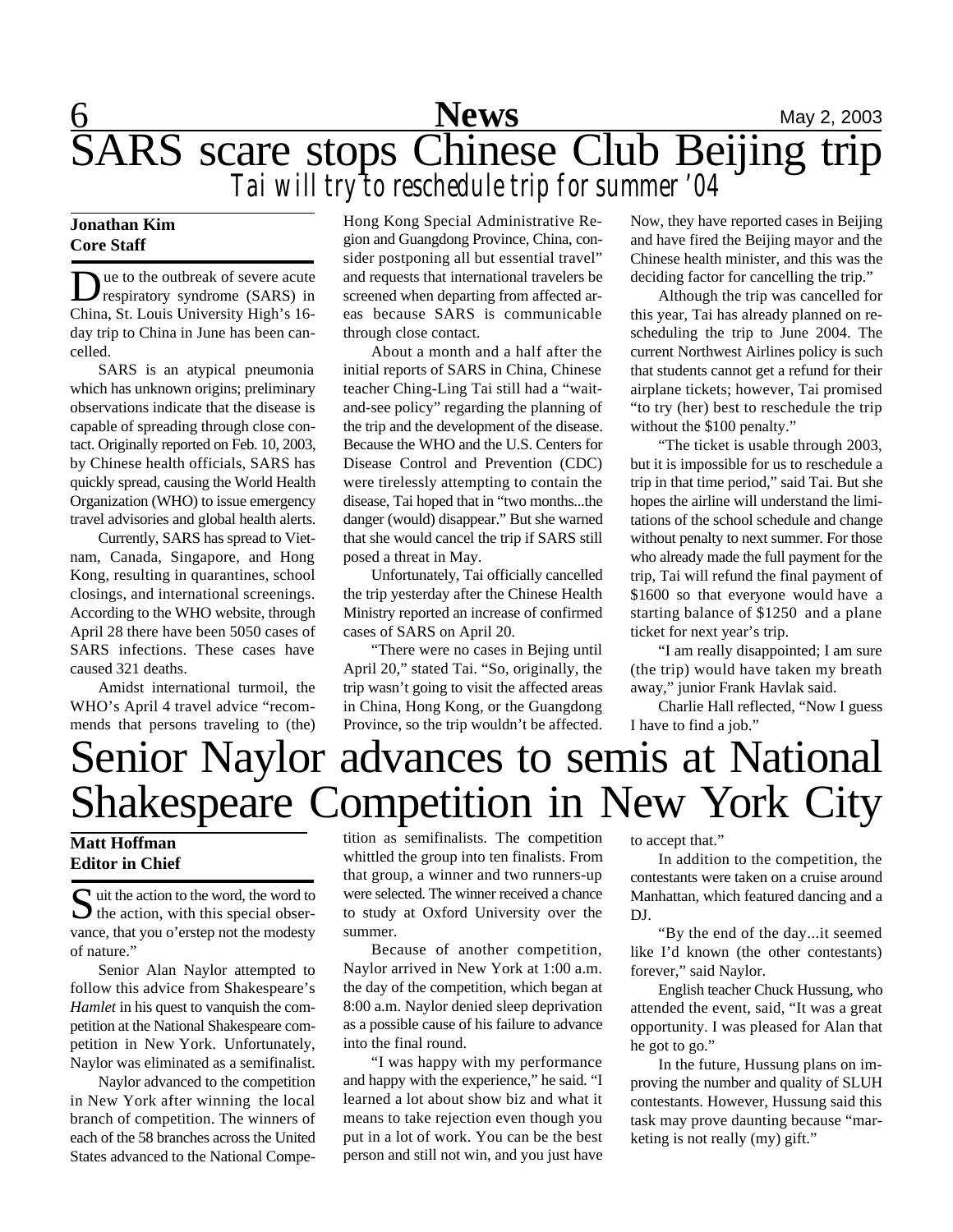# SARS scare stops Chinese Club Beijing trip

## *Tai will try to reschedule trip for summer '04*

**Jonathan Kim**
**Core Staff**

Due to the outbreak of severe acute respiratory syndrome (SARS) in China, St. Louis University High's 16-day trip to China in June has been cancelled.

SARS is an atypical pneumonia which has unknown origins; preliminary observations indicate that the disease is capable of spreading through close contact. Originally reported on Feb. 10, 2003, by Chinese health officials, SARS has quickly spread, causing the World Health Organization (WHO) to issue emergency travel advisories and global health alerts.

Currently, SARS has spread to Vietnam, Canada, Singapore, and Hong Kong, resulting in quarantines, school closings, and international screenings. According to the WHO website, through April 28 there have been 5050 cases of SARS infections. These cases have caused 321 deaths.

Amidst international turmoil, the WHO's April 4 travel advice "recommends that persons traveling to (the) Hong Kong Special Administrative Region and Guangdong Province, China, consider postponing all but essential travel" and requests that international travelers be screened when departing from affected areas because SARS is communicable through close contact.

About a month and a half after the initial reports of SARS in China, Chinese teacher Ching-Ling Tai still had a "wait-and-see policy" regarding the planning of the trip and the development of the disease. Because the WHO and the U.S. Centers for Disease Control and Prevention (CDC) were tirelessly attempting to contain the disease, Tai hoped that in "two months...the danger (would) disappear." But she warned that she would cancel the trip if SARS still posed a threat in May.

Unfortunately, Tai officially cancelled the trip yesterday after the Chinese Health Ministry reported an increase of confirmed cases of SARS on April 20.

"There were no cases in Bejing until April 20," stated Tai. "So, originally, the trip wasn't going to visit the affected areas in China, Hong Kong, or the Guangdong Province, so the trip wouldn't be affected. Now, they have reported cases in Beijing and have fired the Beijing mayor and the Chinese health minister, and this was the deciding factor for cancelling the trip."

Although the trip was cancelled for this year, Tai has already planned on rescheduling the trip to June 2004. The current Northwest Airlines policy is such that students cannot get a refund for their airplane tickets; however, Tai promised "to try (her) best to reschedule the trip without the $100 penalty."

"The ticket is usable through 2003, but it is impossible for us to reschedule a trip in that time period," said Tai. But she hopes the airline will understand the limitations of the school schedule and change without penalty to next summer. For those who already made the full payment for the trip, Tai will refund the final payment of $1600 so that everyone would have a starting balance of $1250 and a plane ticket for next year's trip.

"I am really disappointed; I am sure (the trip) would have taken my breath away," junior Frank Havlak said.

Charlie Hall reflected, "Now I guess I have to find a job."

# Senior Naylor advances to semis at National Shakespeare Competition in New York City

**Matt Hoffman**
**Editor in Chief**

"Suit the action to the word, the word to the action, with this special observance, that you o'erstep not the modesty of nature."

Senior Alan Naylor attempted to follow this advice from Shakespeare's *Hamlet* in his quest to vanquish the competition at the National Shakespeare competition in New York. Unfortunately, Naylor was eliminated as a semifinalist.

Naylor advanced to the competition in New York after winning the local branch of competition. The winners of each of the 58 branches across the United States advanced to the National Competition as semifinalists. The competition whittled the group into ten finalists. From that group, a winner and two runners-up were selected. The winner received a chance to study at Oxford University over the summer.

Because of another competition, Naylor arrived in New York at 1:00 a.m. the day of the competition, which began at 8:00 a.m. Naylor denied sleep deprivation as a possible cause of his failure to advance into the final round.

"I was happy with my performance and happy with the experience," he said. "I learned a lot about show biz and what it means to take rejection even though you put in a lot of work. You can be the best person and still not win, and you just have to accept that."

In addition to the competition, the contestants were taken on a cruise around Manhattan, which featured dancing and a DJ.

"By the end of the day...it seemed like I'd known (the other contestants) forever," said Naylor.

English teacher Chuck Hussung, who attended the event, said, "It was a great opportunity. I was pleased for Alan that he got to go."

In the future, Hussung plans on improving the number and quality of SLUH contestants. However, Hussung said this task may prove daunting because "marketing is not really (my) gift."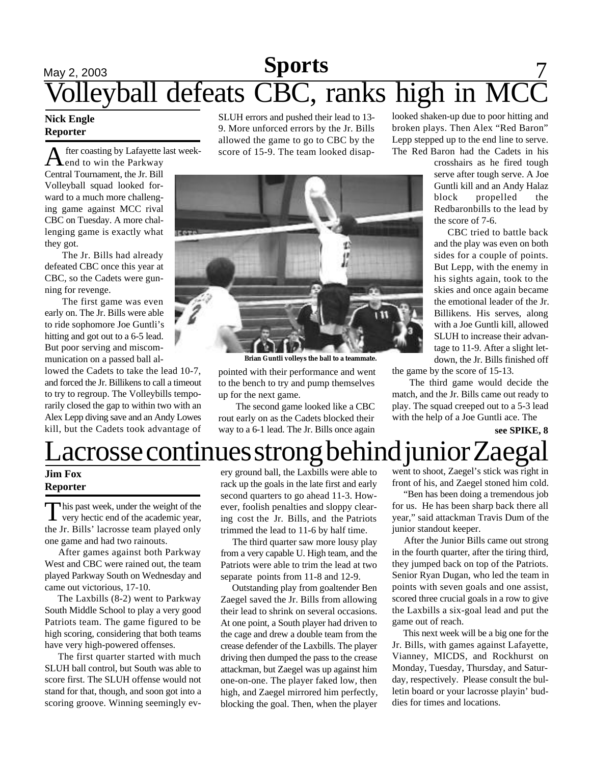# Volleyball defeats CBC, ranks high in MCC

**Nick Engle**
**Reporter**

After coasting by Lafayette last weekend to win the Parkway Central Tournament, the Jr. Bill Volleyball squad looked forward to a much more challenging game against MCC rival CBC on Tuesday. A more challenging game is exactly what they got.

The Jr. Bills had already defeated CBC once this year at CBC, so the Cadets were gunning for revenge.

The first game was even early on. The Jr. Bills were able to ride sophomore Joe Guntli's hitting and got out to a 6-5 lead. But poor serving and miscommunication on a passed ball allowed the Cadets to take the lead 10-7, and forced the Jr. Billikens to call a timeout to try to regroup. The Volleybills temporarily closed the gap to within two with an Alex Lepp diving save and an Andy Lowes kill, but the Cadets took advantage of SLUH errors and pushed their lead to 13-9. More unforced errors by the Jr. Bills allowed the game to go to CBC by the score of 15-9. The team looked disappointed with their performance and went to the bench to try and pump themselves up for the next game.

Brian Guntli volleys the ball to a teammate.

The second game looked like a CBC rout early on as the Cadets blocked their way to a 6-1 lead. The Jr. Bills once again looked shaken-up due to poor hitting and broken plays. Then Alex "Red Baron" Lepp stepped up to the end line to serve. The Red Baron had the Cadets in his crosshairs as he fired tough serve after tough serve. A Joe Guntli kill and an Andy Halaz block propelled the Redbaronbills to the lead by the score of 7-6.

CBC tried to battle back and the play was even on both sides for a couple of points. But Lepp, with the enemy in his sights again, took to the skies and once again became the emotional leader of the Jr. Billikens. His serves, along with a Joe Guntli kill, allowed SLUH to increase their advantage to 11-9. After a slight letdown, the Jr. Bills finished off the game by the score of 15-13.

The third game would decide the match, and the Jr. Bills came out ready to play. The squad creeped out to a 5-3 lead with the help of a Joe Guntli ace. The

**see SPIKE, 8**

# Lacrosse continues strong behind junior Zaegal

**Jim Fox**
**Reporter**

This past week, under the weight of the very hectic end of the academic year, the Jr. Bills' lacrosse team played only one game and had two rainouts.

After games against both Parkway West and CBC were rained out, the team played Parkway South on Wednesday and came out victorious, 17-10.

The Laxbills (8-2) went to Parkway South Middle School to play a very good Patriots team. The game figured to be high scoring, considering that both teams have very high-powered offenses.

The first quarter started with much SLUH ball control, but South was able to score first. The SLUH offense would not stand for that, though, and soon got into a scoring groove. Winning seemingly every ground ball, the Laxbills were able to rack up the goals in the late first and early second quarters to go ahead 11-3. However, foolish penalties and sloppy clearing cost the Jr. Bills, and the Patriots trimmed the lead to 11-6 by half time.

The third quarter saw more lousy play from a very capable U. High team, and the Patriots were able to trim the lead at two separate points from 11-8 and 12-9.

Outstanding play from goaltender Ben Zaegel saved the Jr. Bills from allowing their lead to shrink on several occasions. At one point, a South player had driven to the cage and drew a double team from the crease defender of the Laxbills. The player driving then dumped the pass to the crease attackman, but Zaegel was up against him one-on-one. The player faked low, then high, and Zaegel mirrored him perfectly, blocking the goal. Then, when the player went to shoot, Zaegel's stick was right in front of his, and Zaegel stoned him cold.

"Ben has been doing a tremendous job for us. He has been sharp back there all year," said attackman Travis Dum of the junior standout keeper.

After the Junior Bills came out strong in the fourth quarter, after the tiring third, they jumped back on top of the Patriots. Senior Ryan Dugan, who led the team in points with seven goals and one assist, scored three crucial goals in a row to give the Laxbills a six-goal lead and put the game out of reach.

This next week will be a big one for the Jr. Bills, with games against Lafayette, Vianney, MICDS, and Rockhurst on Monday, Tuesday, Thursday, and Saturday, respectively. Please consult the bulletin board or your lacrosse playin' buddies for times and locations.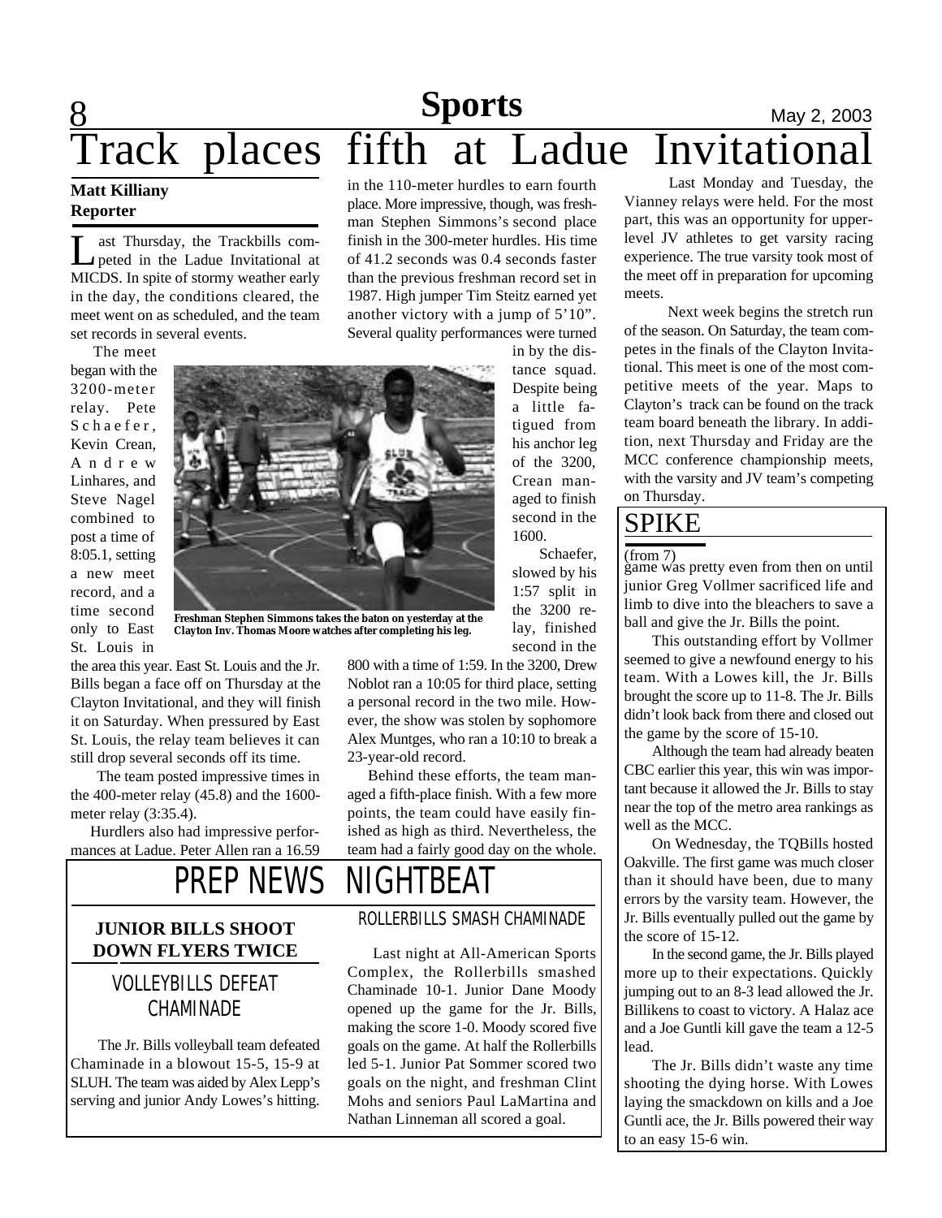## Sports

# Track places fifth at Ladue Invitational

**Matt Killiany**
**Reporter**

Last Thursday, the Trackbills competed in the Ladue Invitational at MICDS. In spite of stormy weather early in the day, the conditions cleared, the meet went on as scheduled, and the team set records in several events.

The meet began with the 3200-meter relay. Pete Schaefer, Kevin Crean, Andrew Linhares, and Steve Nagel combined to post a time of 8:05.1, setting a new meet record, and a time second only to East St. Louis in the area this year. East St. Louis and the Jr. Bills began a face off on Thursday at the Clayton Invitational, and they will finish it on Saturday. When pressured by East St. Louis, the relay team believes it can still drop several seconds off its time.

The team posted impressive times in the 400-meter relay (45.8) and the 1600-meter relay (3:35.4).

Hurdlers also had impressive performances at Ladue. Peter Allen ran a 16.59 in the 110-meter hurdles to earn fourth place. More impressive, though, was freshman Stephen Simmons's second place finish in the 300-meter hurdles. His time of 41.2 seconds was 0.4 seconds faster than the previous freshman record set in 1987. High jumper Tim Steitz earned yet another victory with a jump of 5'10". Several quality performances were turned in by the distance squad. Despite being a little fatigued from his anchor leg of the 3200, Crean managed to finish second in the 1600.

Freshman Stephen Simmons takes the baton on yesterday at the Clayton Inv. Thomas Moore watches after completing his leg.

Schaefer, slowed by his 1:57 split in the 3200 relay, finished second in the 800 with a time of 1:59. In the 3200, Drew Noblot ran a 10:05 for third place, setting a personal record in the two mile. However, the show was stolen by sophomore Alex Muntges, who ran a 10:10 to break a 23-year-old record.

Behind these efforts, the team managed a fifth-place finish. With a few more points, the team could have easily finished as high as third. Nevertheless, the team had a fairly good day on the whole.

Last Monday and Tuesday, the Vianney relays were held. For the most part, this was an opportunity for upper-level JV athletes to get varsity racing experience. The true varsity took most of the meet off in preparation for upcoming meets.

Next week begins the stretch run of the season. On Saturday, the team competes in the finals of the Clayton Invitational. This meet is one of the most competitive meets of the year. Maps to Clayton's track can be found on the track team board beneath the library. In addition, next Thursday and Friday are the MCC conference championship meets, with the varsity and JV team's competing on Thursday.

## SPIKE

(from 7)

game was pretty even from then on until junior Greg Vollmer sacrificed life and limb to dive into the bleachers to save a ball and give the Jr. Bills the point.

This outstanding effort by Vollmer seemed to give a newfound energy to his team. With a Lowes kill, the Jr. Bills brought the score up to 11-8. The Jr. Bills didn't look back from there and closed out the game by the score of 15-10.

Although the team had already beaten CBC earlier this year, this win was important because it allowed the Jr. Bills to stay near the top of the metro area rankings as well as the MCC.

On Wednesday, the TQBills hosted Oakville. The first game was much closer than it should have been, due to many errors by the varsity team. However, the Jr. Bills eventually pulled out the game by the score of 15-12.

In the second game, the Jr. Bills played more up to their expectations. Quickly jumping out to an 8-3 lead allowed the Jr. Billikens to coast to victory. A Halaz ace and a Joe Guntli kill gave the team a 12-5 lead.

The Jr. Bills didn't waste any time shooting the dying horse. With Lowes laying the smackdown on kills and a Joe Guntli ace, the Jr. Bills powered their way to an easy 15-6 win.

# PREP NEWS NIGHTBEAT

### JUNIOR BILLS SHOOT DOWN FLYERS TWICE

### VOLLEYBILLS DEFEAT CHAMINADE

The Jr. Bills volleyball team defeated Chaminade in a blowout 15-5, 15-9 at SLUH. The team was aided by Alex Lepp's serving and junior Andy Lowes's hitting.

### ROLLERBILLS SMASH CHAMINADE

Last night at All-American Sports Complex, the Rollerbills smashed Chaminade 10-1. Junior Dane Moody opened up the game for the Jr. Bills, making the score 1-0. Moody scored five goals on the game. At half the Rollerbills led 5-1. Junior Pat Sommer scored two goals on the night, and freshman Clint Mohs and seniors Paul LaMartina and Nathan Linneman all scored a goal.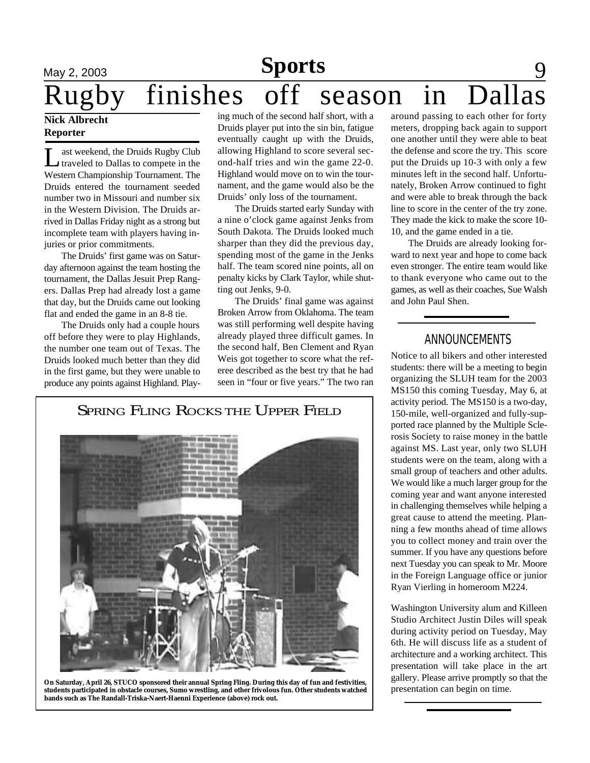# Rugby finishes off season in Dallas

**Nick Albrecht**
**Reporter**

Last weekend, the Druids Rugby Club traveled to Dallas to compete in the Western Championship Tournament. The Druids entered the tournament seeded number two in Missouri and number six in the Western Division. The Druids arrived in Dallas Friday night as a strong but incomplete team with players having injuries or prior commitments.

The Druids' first game was on Saturday afternoon against the team hosting the tournament, the Dallas Jesuit Prep Rangers. Dallas Prep had already lost a game that day, but the Druids came out looking flat and ended the game in an 8-8 tie.

The Druids only had a couple hours off before they were to play Highlands, the number one team out of Texas. The Druids looked much better than they did in the first game, but they were unable to produce any points against Highland. Playing much of the second half short, with a Druids player put into the sin bin, fatigue eventually caught up with the Druids, allowing Highland to score several second-half tries and win the game 22-0. Highland would move on to win the tournament, and the game would also be the Druids' only loss of the tournament.

The Druids started early Sunday with a nine o'clock game against Jenks from South Dakota. The Druids looked much sharper than they did the previous day, spending most of the game in the Jenks half. The team scored nine points, all on penalty kicks by Clark Taylor, while shutting out Jenks, 9-0.

The Druids' final game was against Broken Arrow from Oklahoma. The team was still performing well despite having already played three difficult games. In the second half, Ben Clement and Ryan Weis got together to score what the referee described as the best try that he had seen in "four or five years." The two ran around passing to each other for forty meters, dropping back again to support one another until they were able to beat the defense and score the try. This score put the Druids up 10-3 with only a few minutes left in the second half. Unfortunately, Broken Arrow continued to fight and were able to break through the back line to score in the center of the try zone. They made the kick to make the score 10-10, and the game ended in a tie.

The Druids are already looking forward to next year and hope to come back even stronger. The entire team would like to thank everyone who came out to the games, as well as their coaches, Sue Walsh and John Paul Shen.

## Spring Fling Rocks the Upper Field

On Saturday, April 26, STUCO sponsored their annual Spring Fling. During this day of fun and festivities, students participated in obstacle courses, Sumo wrestling, and other frivolous fun. Other students watched bands such as The Randall-Triska-Naert-Haenni Experience (above) rock out.

## ANNOUNCEMENTS

Notice to all bikers and other interested students: there will be a meeting to begin organizing the SLUH team for the 2003 MS150 this coming Tuesday, May 6, at activity period. The MS150 is a two-day, 150-mile, well-organized and fully-supported race planned by the Multiple Sclerosis Society to raise money in the battle against MS. Last year, only two SLUH students were on the team, along with a small group of teachers and other adults. We would like a much larger group for the coming year and want anyone interested in challenging themselves while helping a great cause to attend the meeting. Planning a few months ahead of time allows you to collect money and train over the summer. If you have any questions before next Tuesday you can speak to Mr. Moore in the Foreign Language office or junior Ryan Vierling in homeroom M224.

Washington University alum and Killeen Studio Architect Justin Diles will speak during activity period on Tuesday, May 6th. He will discuss life as a student of architecture and a working architect. This presentation will take place in the art gallery. Please arrive promptly so that the presentation can begin on time.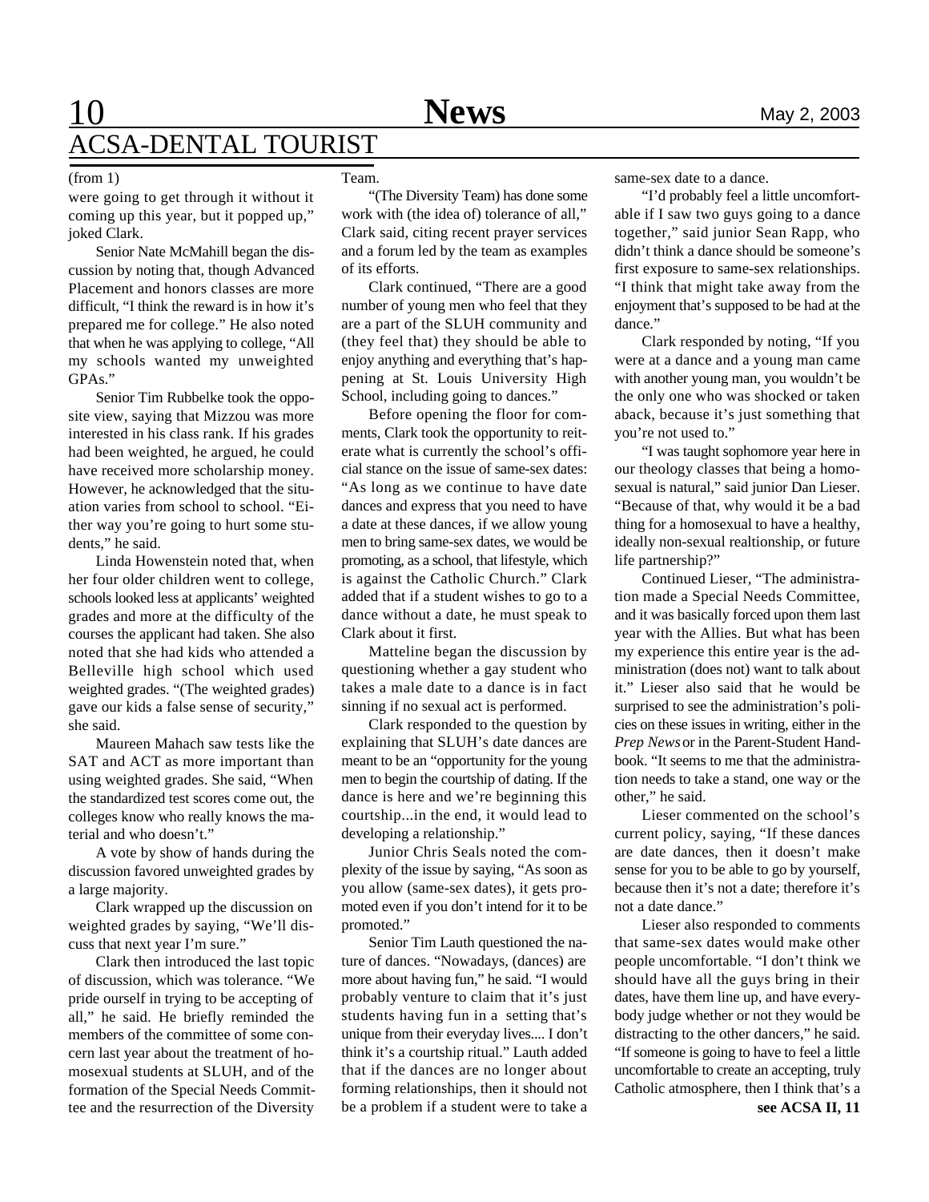# ACSA-DENTAL TOURIST

(from 1)

were going to get through it without it coming up this year, but it popped up," joked Clark.

Senior Nate McMahill began the discussion by noting that, though Advanced Placement and honors classes are more difficult, "I think the reward is in how it's prepared me for college." He also noted that when he was applying to college, "All my schools wanted my unweighted GPAs."

Senior Tim Rubbelke took the opposite view, saying that Mizzou was more interested in his class rank. If his grades had been weighted, he argued, he could have received more scholarship money. However, he acknowledged that the situation varies from school to school. "Either way you're going to hurt some students," he said.

Linda Howenstein noted that, when her four older children went to college, schools looked less at applicants' weighted grades and more at the difficulty of the courses the applicant had taken. She also noted that she had kids who attended a Belleville high school which used weighted grades. "(The weighted grades) gave our kids a false sense of security," she said.

Maureen Mahach saw tests like the SAT and ACT as more important than using weighted grades. She said, "When the standardized test scores come out, the colleges know who really knows the material and who doesn't."

A vote by show of hands during the discussion favored unweighted grades by a large majority.

Clark wrapped up the discussion on weighted grades by saying, "We'll discuss that next year I'm sure."

Clark then introduced the last topic of discussion, which was tolerance. "We pride ourself in trying to be accepting of all," he said. He briefly reminded the members of the committee of some concern last year about the treatment of homosexual students at SLUH, and of the formation of the Special Needs Committee and the resurrection of the Diversity Team.

"(The Diversity Team) has done some work with (the idea of) tolerance of all," Clark said, citing recent prayer services and a forum led by the team as examples of its efforts.

Clark continued, "There are a good number of young men who feel that they are a part of the SLUH community and (they feel that) they should be able to enjoy anything and everything that's happening at St. Louis University High School, including going to dances."

Before opening the floor for comments, Clark took the opportunity to reiterate what is currently the school's official stance on the issue of same-sex dates: "As long as we continue to have date dances and express that you need to have a date at these dances, if we allow young men to bring same-sex dates, we would be promoting, as a school, that lifestyle, which is against the Catholic Church." Clark added that if a student wishes to go to a dance without a date, he must speak to Clark about it first.

Matteline began the discussion by questioning whether a gay student who takes a male date to a dance is in fact sinning if no sexual act is performed.

Clark responded to the question by explaining that SLUH's date dances are meant to be an "opportunity for the young men to begin the courtship of dating. If the dance is here and we're beginning this courtship...in the end, it would lead to developing a relationship."

Junior Chris Seals noted the complexity of the issue by saying, "As soon as you allow (same-sex dates), it gets promoted even if you don't intend for it to be promoted."

Senior Tim Lauth questioned the nature of dances. "Nowadays, (dances) are more about having fun," he said. "I would probably venture to claim that it's just students having fun in a setting that's unique from their everyday lives.... I don't think it's a courtship ritual." Lauth added that if the dances are no longer about forming relationships, then it should not be a problem if a student were to take a same-sex date to a dance.

"I'd probably feel a little uncomfortable if I saw two guys going to a dance together," said junior Sean Rapp, who didn't think a dance should be someone's first exposure to same-sex relationships. "I think that might take away from the enjoyment that's supposed to be had at the dance."

Clark responded by noting, "If you were at a dance and a young man came with another young man, you wouldn't be the only one who was shocked or taken aback, because it's just something that you're not used to."

"I was taught sophomore year here in our theology classes that being a homosexual is natural," said junior Dan Lieser. "Because of that, why would it be a bad thing for a homosexual to have a healthy, ideally non-sexual realtionship, or future life partnership?"

Continued Lieser, "The administration made a Special Needs Committee, and it was basically forced upon them last year with the Allies. But what has been my experience this entire year is the administration (does not) want to talk about it." Lieser also said that he would be surprised to see the administration's policies on these issues in writing, either in the *Prep News* or in the Parent-Student Handbook. "It seems to me that the administration needs to take a stand, one way or the other," he said.

Lieser commented on the school's current policy, saying, "If these dances are date dances, then it doesn't make sense for you to be able to go by yourself, because then it's not a date; therefore it's not a date dance."

Lieser also responded to comments that same-sex dates would make other people uncomfortable. "I don't think we should have all the guys bring in their dates, have them line up, and have everybody judge whether or not they would be distracting to the other dancers," he said. "If someone is going to have to feel a little uncomfortable to create an accepting, truly Catholic atmosphere, then I think that's a

**see ACSA II, 11**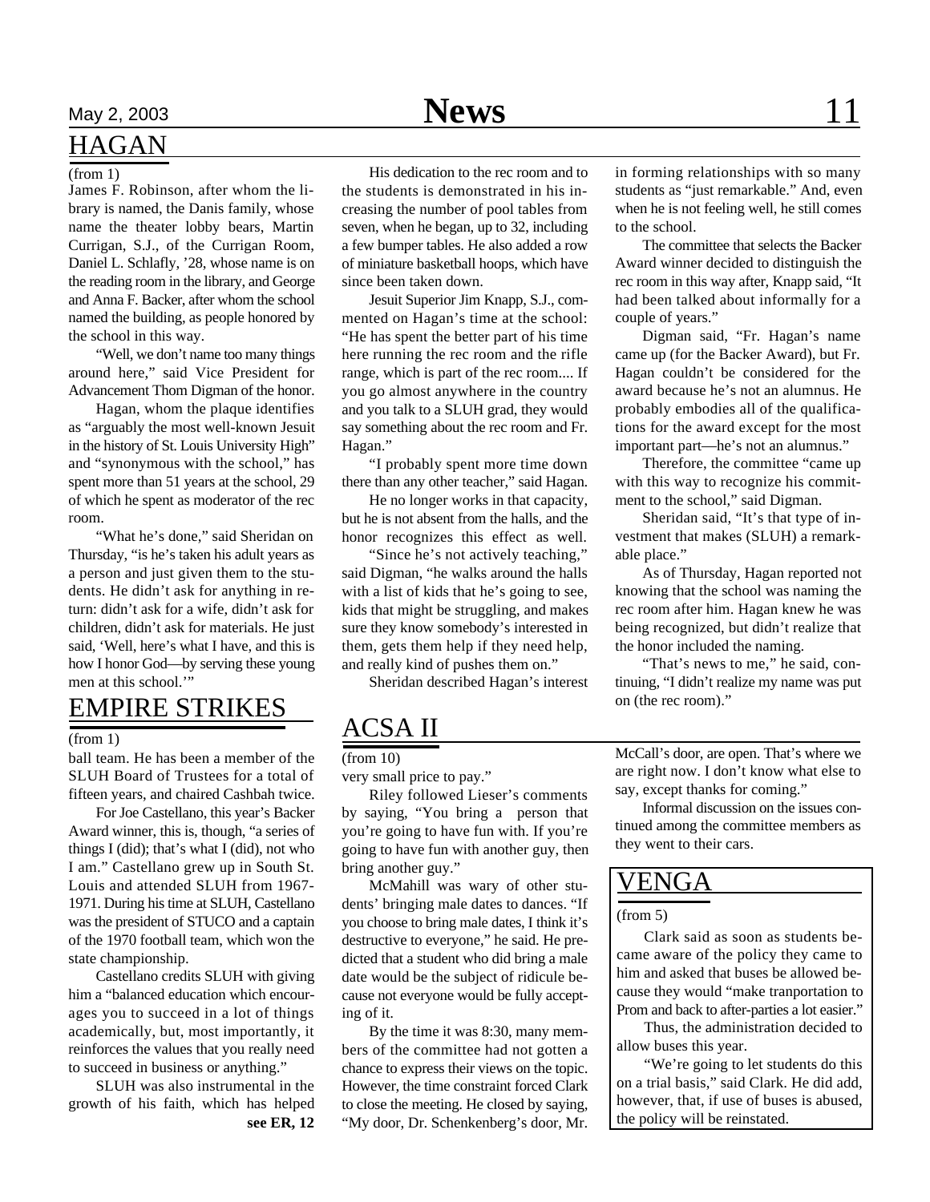## HAGAN

(from 1)

James F. Robinson, after whom the library is named, the Danis family, whose name the theater lobby bears, Martin Currigan, S.J., of the Currigan Room, Daniel L. Schlafly, '28, whose name is on the reading room in the library, and George and Anna F. Backer, after whom the school named the building, as people honored by the school in this way.

"Well, we don't name too many things around here," said Vice President for Advancement Thom Digman of the honor.

Hagan, whom the plaque identifies as "arguably the most well-known Jesuit in the history of St. Louis University High" and "synonymous with the school," has spent more than 51 years at the school, 29 of which he spent as moderator of the rec room.

"What he's done," said Sheridan on Thursday, "is he's taken his adult years as a person and just given them to the students. He didn't ask for anything in return: didn't ask for a wife, didn't ask for children, didn't ask for materials. He just said, 'Well, here's what I have, and this is how I honor God—by serving these young men at this school.'"

His dedication to the rec room and to the students is demonstrated in his increasing the number of pool tables from seven, when he began, up to 32, including a few bumper tables. He also added a row of miniature basketball hoops, which have since been taken down.

Jesuit Superior Jim Knapp, S.J., commented on Hagan's time at the school: "He has spent the better part of his time here running the rec room and the rifle range, which is part of the rec room.... If you go almost anywhere in the country and you talk to a SLUH grad, they would say something about the rec room and Fr. Hagan."

"I probably spent more time down there than any other teacher," said Hagan.

He no longer works in that capacity, but he is not absent from the halls, and the honor recognizes this effect as well.

"Since he's not actively teaching," said Digman, "he walks around the halls with a list of kids that he's going to see, kids that might be struggling, and makes sure they know somebody's interested in them, gets them help if they need help, and really kind of pushes them on."

Sheridan described Hagan's interest in forming relationships with so many students as "just remarkable." And, even when he is not feeling well, he still comes to the school.

The committee that selects the Backer Award winner decided to distinguish the rec room in this way after, Knapp said, "It had been talked about informally for a couple of years."

Digman said, "Fr. Hagan's name came up (for the Backer Award), but Fr. Hagan couldn't be considered for the award because he's not an alumnus. He probably embodies all of the qualifications for the award except for the most important part—he's not an alumnus."

Therefore, the committee "came up with this way to recognize his commitment to the school," said Digman.

Sheridan said, "It's that type of investment that makes (SLUH) a remarkable place."

As of Thursday, Hagan reported not knowing that the school was naming the rec room after him. Hagan knew he was being recognized, but didn't realize that the honor included the naming.

"That's news to me," he said, continuing, "I didn't realize my name was put on (the rec room)."

## EMPIRE STRIKES

(from 1)

ball team. He has been a member of the SLUH Board of Trustees for a total of fifteen years, and chaired Cashbah twice.

For Joe Castellano, this year's Backer Award winner, this is, though, "a series of things I (did); that's what I (did), not who I am." Castellano grew up in South St. Louis and attended SLUH from 1967-1971. During his time at SLUH, Castellano was the president of STUCO and a captain of the 1970 football team, which won the state championship.

Castellano credits SLUH with giving him a "balanced education which encourages you to succeed in a lot of things academically, but, most importantly, it reinforces the values that you really need to succeed in business or anything."

SLUH was also instrumental in the growth of his faith, which has helped

**see ER, 12**

## ACSA II

(from 10)

very small price to pay."

Riley followed Lieser's comments by saying, "You bring a person that you're going to have fun with. If you're going to have fun with another guy, then bring another guy."

McMahill was wary of other students' bringing male dates to dances. "If you choose to bring male dates, I think it's destructive to everyone," he said. He predicted that a student who did bring a male date would be the subject of ridicule because not everyone would be fully accepting of it.

By the time it was 8:30, many members of the committee had not gotten a chance to express their views on the topic. However, the time constraint forced Clark to close the meeting. He closed by saying, "My door, Dr. Schenkenberg's door, Mr. McCall's door, are open. That's where we are right now. I don't know what else to say, except thanks for coming."

Informal discussion on the issues continued among the committee members as they went to their cars.

## VENGA

(from 5)

Clark said as soon as students became aware of the policy they came to him and asked that buses be allowed because they would "make tranportation to Prom and back to after-parties a lot easier."

Thus, the administration decided to allow buses this year.

"We're going to let students do this on a trial basis," said Clark. He did add, however, that, if use of buses is abused, the policy will be reinstated.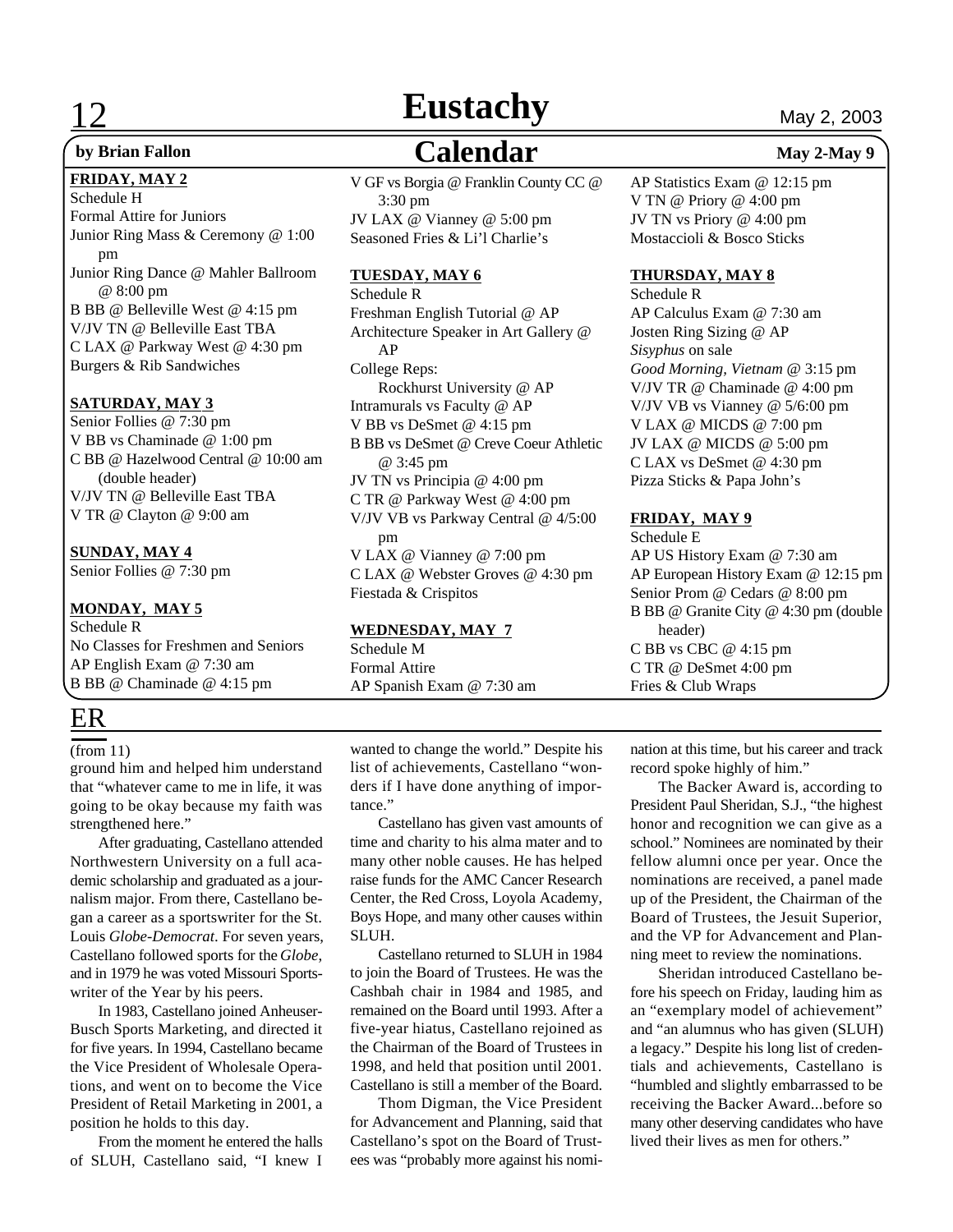## Calendar

**by Brian Fallon** — **May 2-May 9**

**FRIDAY, MAY 2**
Schedule H
Formal Attire for Juniors
Junior Ring Mass & Ceremony @ 1:00 pm
Junior Ring Dance @ Mahler Ballroom @ 8:00 pm
B BB @ Belleville West @ 4:15 pm
V/JV TN @ Belleville East TBA
C LAX @ Parkway West @ 4:30 pm
Burgers & Rib Sandwiches

**SATURDAY, MAY 3**
Senior Follies @ 7:30 pm
V BB vs Chaminade @ 1:00 pm
C BB @ Hazelwood Central @ 10:00 am (double header)
V/JV TN @ Belleville East TBA
V TR @ Clayton @ 9:00 am

**SUNDAY, MAY 4**
Senior Follies @ 7:30 pm

**MONDAY, MAY 5**
Schedule R
No Classes for Freshmen and Seniors
AP English Exam @ 7:30 am
B BB @ Chaminade @ 4:15 pm
V GF vs Borgia @ Franklin County CC @ 3:30 pm
JV LAX @ Vianney @ 5:00 pm
Seasoned Fries & Li'l Charlie's

**TUESDAY, MAY 6**
Schedule R
Freshman English Tutorial @ AP
Architecture Speaker in Art Gallery @ AP
College Reps:
Rockhurst University @ AP
Intramurals vs Faculty @ AP
V BB vs DeSmet @ 4:15 pm
B BB vs DeSmet @ Creve Coeur Athletic @ 3:45 pm
JV TN vs Principia @ 4:00 pm
C TR @ Parkway West @ 4:00 pm
V/JV VB vs Parkway Central @ 4/5:00 pm
V LAX @ Vianney @ 7:00 pm
C LAX @ Webster Groves @ 4:30 pm
Fiestada & Crispitos

**WEDNESDAY, MAY 7**
Schedule M
Formal Attire
AP Spanish Exam @ 7:30 am
AP Statistics Exam @ 12:15 pm
V TN @ Priory @ 4:00 pm
JV TN vs Priory @ 4:00 pm
Mostaccioli & Bosco Sticks

**THURSDAY, MAY 8**
Schedule R
AP Calculus Exam @ 7:30 am
Josten Ring Sizing @ AP
*Sisyphus* on sale
*Good Morning, Vietnam* @ 3:15 pm
V/JV TR @ Chaminade @ 4:00 pm
V/JV VB vs Vianney @ 5/6:00 pm
V LAX @ MICDS @ 7:00 pm
JV LAX @ MICDS @ 5:00 pm
C LAX vs DeSmet @ 4:30 pm
Pizza Sticks & Papa John's

**FRIDAY, MAY 9**
Schedule E
AP US History Exam @ 7:30 am
AP European History Exam @ 12:15 pm
Senior Prom @ Cedars @ 8:00 pm
B BB @ Granite City @ 4:30 pm (double header)
C BB vs CBC @ 4:15 pm
C TR @ DeSmet 4:00 pm
Fries & Club Wraps

## ER

(from 11)

ground him and helped him understand that "whatever came to me in life, it was going to be okay because my faith was strengthened here."

After graduating, Castellano attended Northwestern University on a full academic scholarship and graduated as a journalism major. From there, Castellano began a career as a sportswriter for the St. Louis *Globe-Democrat*. For seven years, Castellano followed sports for the *Globe*, and in 1979 he was voted Missouri Sportswriter of the Year by his peers.

In 1983, Castellano joined Anheuser-Busch Sports Marketing, and directed it for five years. In 1994, Castellano became the Vice President of Wholesale Operations, and went on to become the Vice President of Retail Marketing in 2001, a position he holds to this day.

From the moment he entered the halls of SLUH, Castellano said, "I knew I wanted to change the world." Despite his list of achievements, Castellano "wonders if I have done anything of importance."

Castellano has given vast amounts of time and charity to his alma mater and to many other noble causes. He has helped raise funds for the AMC Cancer Research Center, the Red Cross, Loyola Academy, Boys Hope, and many other causes within SLUH.

Castellano returned to SLUH in 1984 to join the Board of Trustees. He was the Cashbah chair in 1984 and 1985, and remained on the Board until 1993. After a five-year hiatus, Castellano rejoined as the Chairman of the Board of Trustees in 1998, and held that position until 2001. Castellano is still a member of the Board.

Thom Digman, the Vice President for Advancement and Planning, said that Castellano's spot on the Board of Trustees was "probably more against his nomination at this time, but his career and track record spoke highly of him."

The Backer Award is, according to President Paul Sheridan, S.J., "the highest honor and recognition we can give as a school." Nominees are nominated by their fellow alumni once per year. Once the nominations are received, a panel made up of the President, the Chairman of the Board of Trustees, the Jesuit Superior, and the VP for Advancement and Planning meet to review the nominations.

Sheridan introduced Castellano before his speech on Friday, lauding him as an "exemplary model of achievement" and "an alumnus who has given (SLUH) a legacy." Despite his long list of credentials and achievements, Castellano is "humbled and slightly embarrassed to be receiving the Backer Award...before so many other deserving candidates who have lived their lives as men for others."